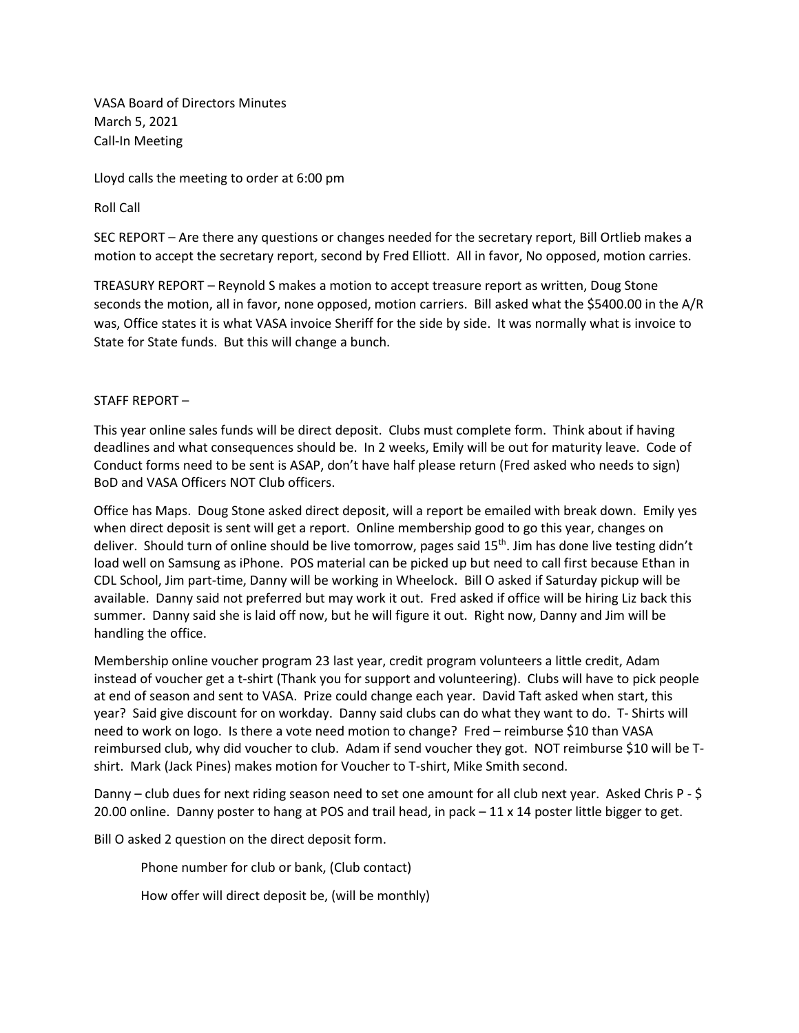VASA Board of Directors Minutes
March 5, 2021
Call-In Meeting

Lloyd calls the meeting to order at 6:00 pm

Roll Call

SEC REPORT – Are there any questions or changes needed for the secretary report, Bill Ortlieb makes a motion to accept the secretary report, second by Fred Elliott. All in favor, No opposed, motion carries.

TREASURY REPORT – Reynold S makes a motion to accept treasure report as written, Doug Stone seconds the motion, all in favor, none opposed, motion carriers. Bill asked what the $5400.00 in the A/R was, Office states it is what VASA invoice Sheriff for the side by side. It was normally what is invoice to State for State funds. But this will change a bunch.

STAFF REPORT –

This year online sales funds will be direct deposit. Clubs must complete form. Think about if having deadlines and what consequences should be. In 2 weeks, Emily will be out for maturity leave. Code of Conduct forms need to be sent is ASAP, don't have half please return (Fred asked who needs to sign) BoD and VASA Officers NOT Club officers.

Office has Maps. Doug Stone asked direct deposit, will a report be emailed with break down. Emily yes when direct deposit is sent will get a report. Online membership good to go this year, changes on deliver. Should turn of online should be live tomorrow, pages said 15th. Jim has done live testing didn't load well on Samsung as iPhone. POS material can be picked up but need to call first because Ethan in CDL School, Jim part-time, Danny will be working in Wheelock. Bill O asked if Saturday pickup will be available. Danny said not preferred but may work it out. Fred asked if office will be hiring Liz back this summer. Danny said she is laid off now, but he will figure it out. Right now, Danny and Jim will be handling the office.

Membership online voucher program 23 last year, credit program volunteers a little credit, Adam instead of voucher get a t-shirt (Thank you for support and volunteering). Clubs will have to pick people at end of season and sent to VASA. Prize could change each year. David Taft asked when start, this year? Said give discount for on workday. Danny said clubs can do what they want to do. T- Shirts will need to work on logo. Is there a vote need motion to change? Fred – reimburse $10 than VASA reimbursed club, why did voucher to club. Adam if send voucher they got. NOT reimburse $10 will be T-shirt. Mark (Jack Pines) makes motion for Voucher to T-shirt, Mike Smith second.

Danny – club dues for next riding season need to set one amount for all club next year. Asked Chris P - $ 20.00 online. Danny poster to hang at POS and trail head, in pack – 11 x 14 poster little bigger to get.

Bill O asked 2 question on the direct deposit form.

Phone number for club or bank, (Club contact)

How offer will direct deposit be, (will be monthly)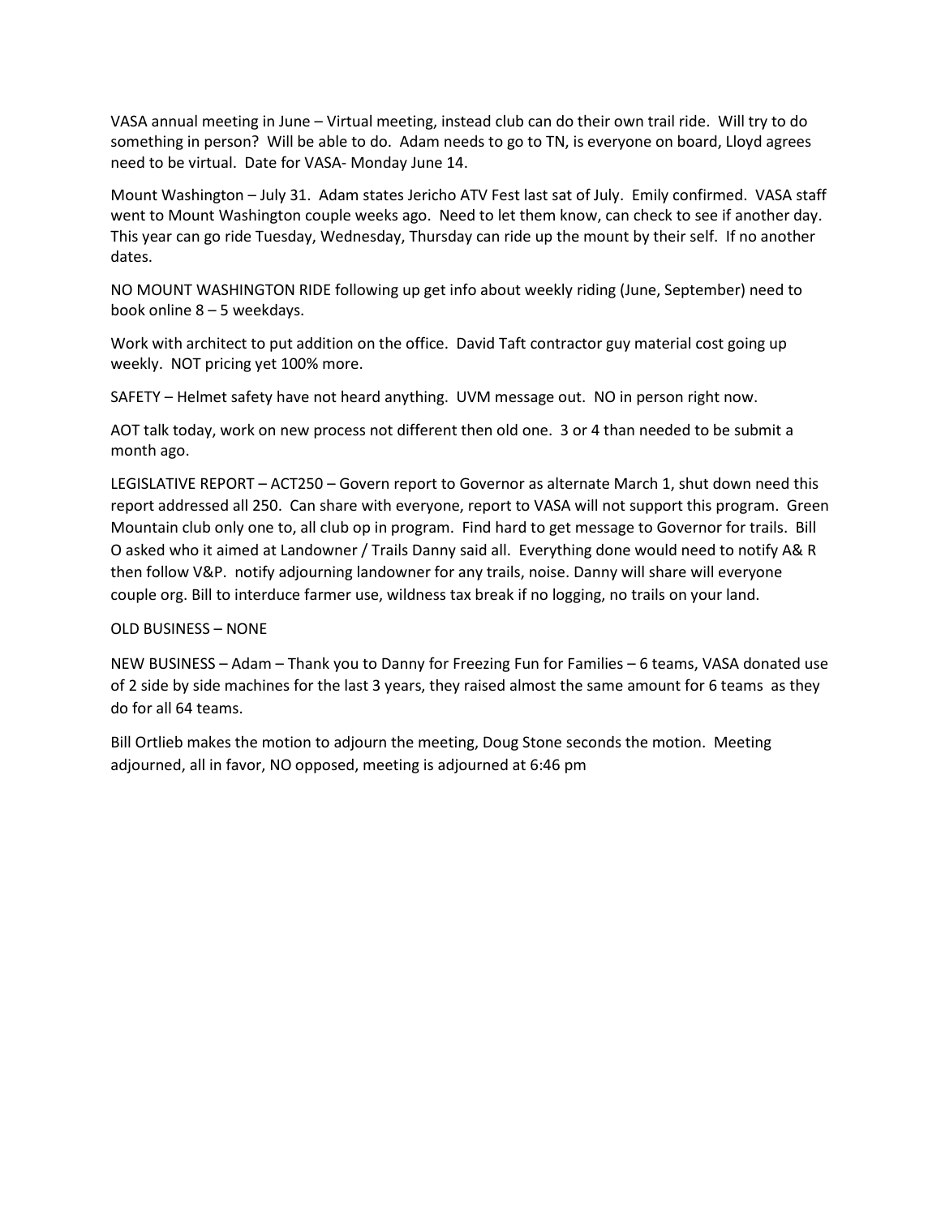VASA annual meeting in June – Virtual meeting, instead club can do their own trail ride. Will try to do something in person? Will be able to do. Adam needs to go to TN, is everyone on board, Lloyd agrees need to be virtual. Date for VASA- Monday June 14.

Mount Washington – July 31. Adam states Jericho ATV Fest last sat of July. Emily confirmed. VASA staff went to Mount Washington couple weeks ago. Need to let them know, can check to see if another day. This year can go ride Tuesday, Wednesday, Thursday can ride up the mount by their self. If no another dates.

NO MOUNT WASHINGTON RIDE following up get info about weekly riding (June, September) need to book online 8 – 5 weekdays.

Work with architect to put addition on the office. David Taft contractor guy material cost going up weekly. NOT pricing yet 100% more.

SAFETY – Helmet safety have not heard anything. UVM message out. NO in person right now.

AOT talk today, work on new process not different then old one. 3 or 4 than needed to be submit a month ago.

LEGISLATIVE REPORT – ACT250 – Govern report to Governor as alternate March 1, shut down need this report addressed all 250. Can share with everyone, report to VASA will not support this program. Green Mountain club only one to, all club op in program. Find hard to get message to Governor for trails. Bill O asked who it aimed at Landowner / Trails Danny said all. Everything done would need to notify A& R then follow V&P. notify adjourning landowner for any trails, noise. Danny will share will everyone couple org. Bill to interduce farmer use, wildness tax break if no logging, no trails on your land.

OLD BUSINESS – NONE

NEW BUSINESS – Adam – Thank you to Danny for Freezing Fun for Families – 6 teams, VASA donated use of 2 side by side machines for the last 3 years, they raised almost the same amount for 6 teams as they do for all 64 teams.

Bill Ortlieb makes the motion to adjourn the meeting, Doug Stone seconds the motion. Meeting adjourned, all in favor, NO opposed, meeting is adjourned at 6:46 pm